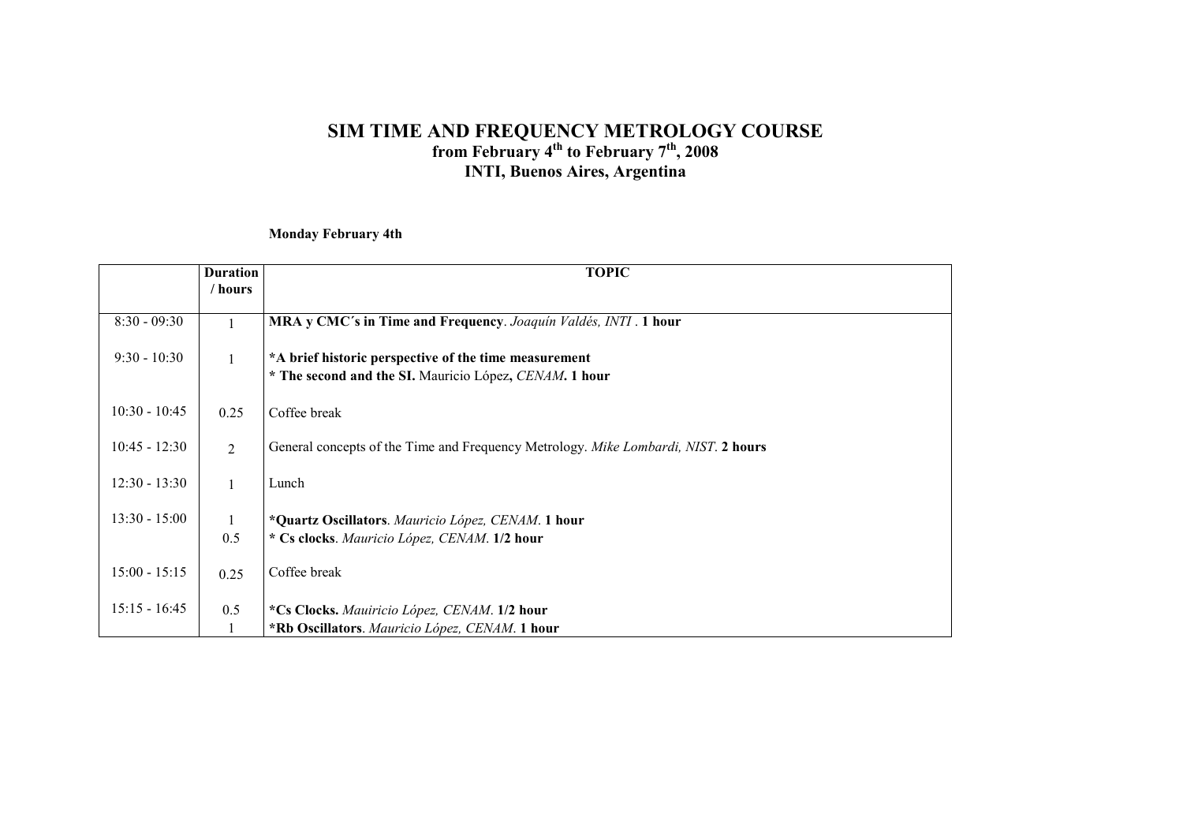# SIM TIME AND FREQUENCY METROLOGY COURSE
## from February 4th to February 7th, 2008
## INTI, Buenos Aires, Argentina

**Monday February 4th**

| | Duration / hours | TOPIC |
|---|---|---|
| 8:30 - 09:30 | 1 | **MRA y CMC´s in Time and Frequency**. *Joaquín Valdés, INTI* . **1 hour** |
| 9:30 - 10:30 | 1 | ***A brief historic perspective of the time measurement**<br>*** The second and the SI.** Mauricio López**,** *CENAM***. 1 hour** |
| 10:30 - 10:45 | 0.25 | Coffee break |
| 10:45 - 12:30 | 2 | General concepts of the Time and Frequency Metrology. *Mike Lombardi, NIST*. **2 hours** |
| 12:30 - 13:30 | 1 | Lunch |
| 13:30 - 15:00 | 1<br>0.5 | ***Quartz Oscillators**. *Mauricio López, CENAM*. **1 hour**<br>*** Cs clocks**. *Mauricio López, CENAM*. **1/2 hour** |
| 15:00 - 15:15 | 0.25 | Coffee break |
| 15:15 - 16:45 | 0.5<br>1 | ***Cs Clocks.** *Mauiricio López, CENAM*. **1/2 hour**<br>***Rb Oscillators**. *Mauricio López, CENAM*. **1 hour** |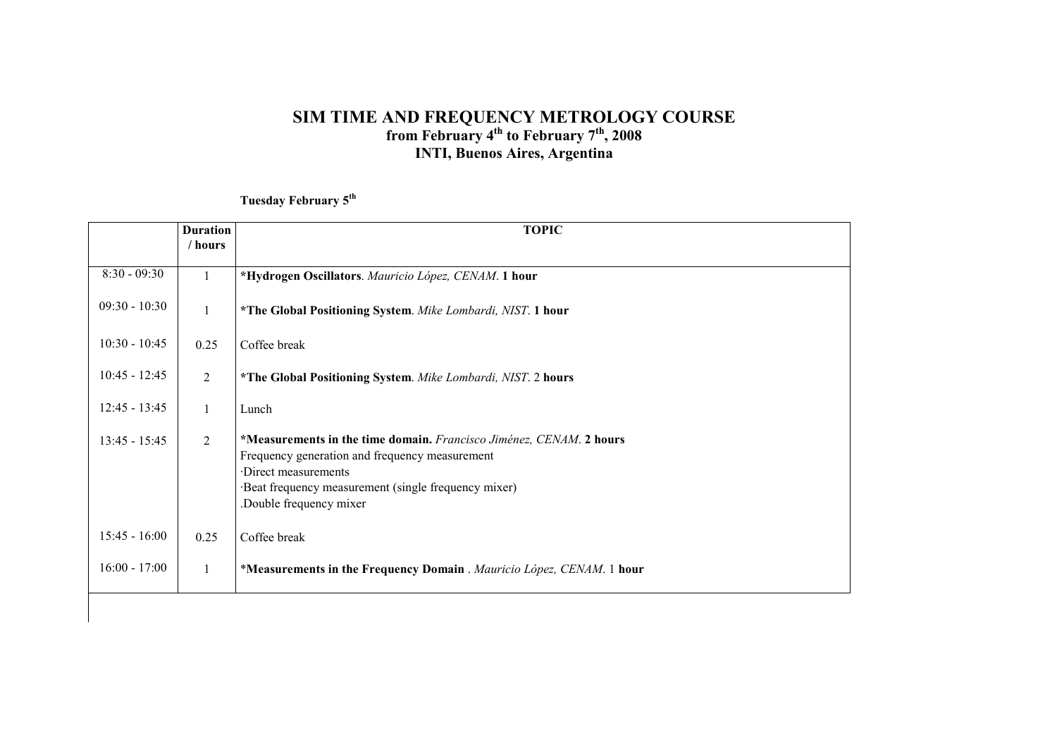# SIM TIME AND FREQUENCY METROLOGY COURSE

## from February 4th to February 7th, 2008

## INTI, Buenos Aires, Argentina

**Tuesday February 5th**

| | Duration / hours | TOPIC |
|---|---|---|
| 8:30 - 09:30 | 1 | ***Hydrogen Oscillators**. *Mauricio López, CENAM*. **1 hour** |
| 09:30 - 10:30 | 1 | ***The Global Positioning System**. *Mike Lombardi, NIST*. **1 hour** |
| 10:30 - 10:45 | 0.25 | Coffee break |
| 10:45 - 12:45 | 2 | ***The Global Positioning System**. *Mike Lombardi, NIST*. 2 **hours** |
| 12:45 - 13:45 | 1 | Lunch |
| 13:45 - 15:45 | 2 | ***Measurements in the time domain.** *Francisco Jiménez, CENAM*. **2 hours**<br>Frequency generation and frequency measurement<br>·Direct measurements<br>·Beat frequency measurement (single frequency mixer)<br>.Double frequency mixer |
| 15:45 - 16:00 | 0.25 | Coffee break |
| 16:00 - 17:00 | 1 | ***Measurements in the Frequency Domain** . *Mauricio López, CENAM*. 1 **hour** |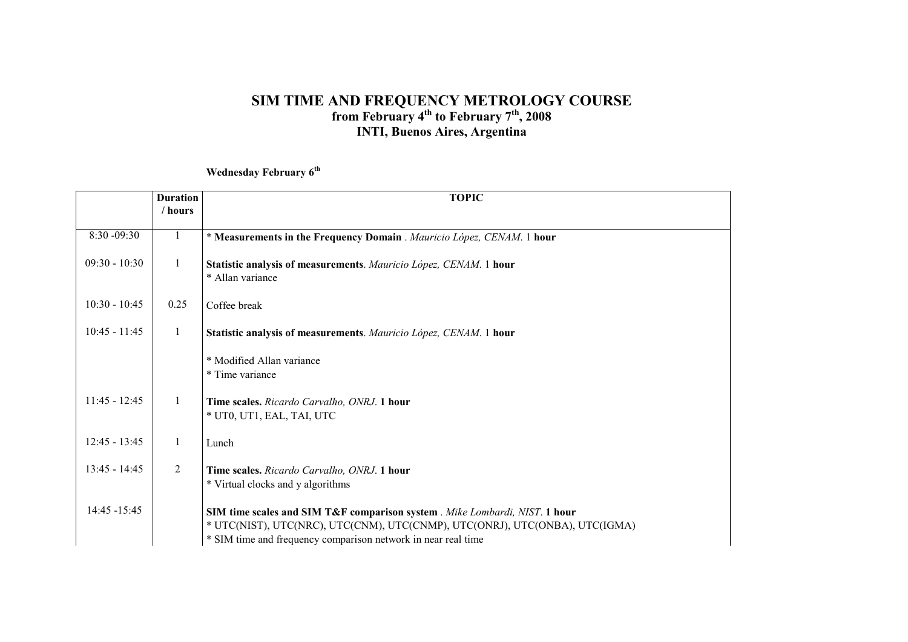# SIM TIME AND FREQUENCY METROLOGY COURSE

**from February 4th to February 7th, 2008**

**INTI, Buenos Aires, Argentina**

**Wednesday February 6th**

| | Duration / hours | TOPIC |
|---|---|---|
| 8:30 -09:30 | 1 | * **Measurements in the Frequency Domain** . *Mauricio López, CENAM*. 1 **hour** |
| 09:30 - 10:30 | 1 | **Statistic analysis of measurements**. *Mauricio López, CENAM*. 1 **hour**<br>* Allan variance |
| 10:30 - 10:45 | 0.25 | Coffee break |
| 10:45 - 11:45 | 1 | **Statistic analysis of measurements**. *Mauricio López, CENAM*. 1 **hour**<br><br>* Modified Allan variance<br>* Time variance |
| 11:45 - 12:45 | 1 | **Time scales.** *Ricardo Carvalho, ONRJ*. **1 hour**<br>* UT0, UT1, EAL, TAI, UTC |
| 12:45 - 13:45 | 1 | Lunch |
| 13:45 - 14:45 | 2 | **Time scales.** *Ricardo Carvalho, ONRJ*. **1 hour**<br>* Virtual clocks and y algorithms |
| 14:45 -15:45 | | **SIM time scales and SIM T&F comparison system** . *Mike Lombardi, NIST*. **1 hour**<br>* UTC(NIST), UTC(NRC), UTC(CNM), UTC(CNMP), UTC(ONRJ), UTC(ONBA), UTC(IGMA)<br>* SIM time and frequency comparison network in near real time |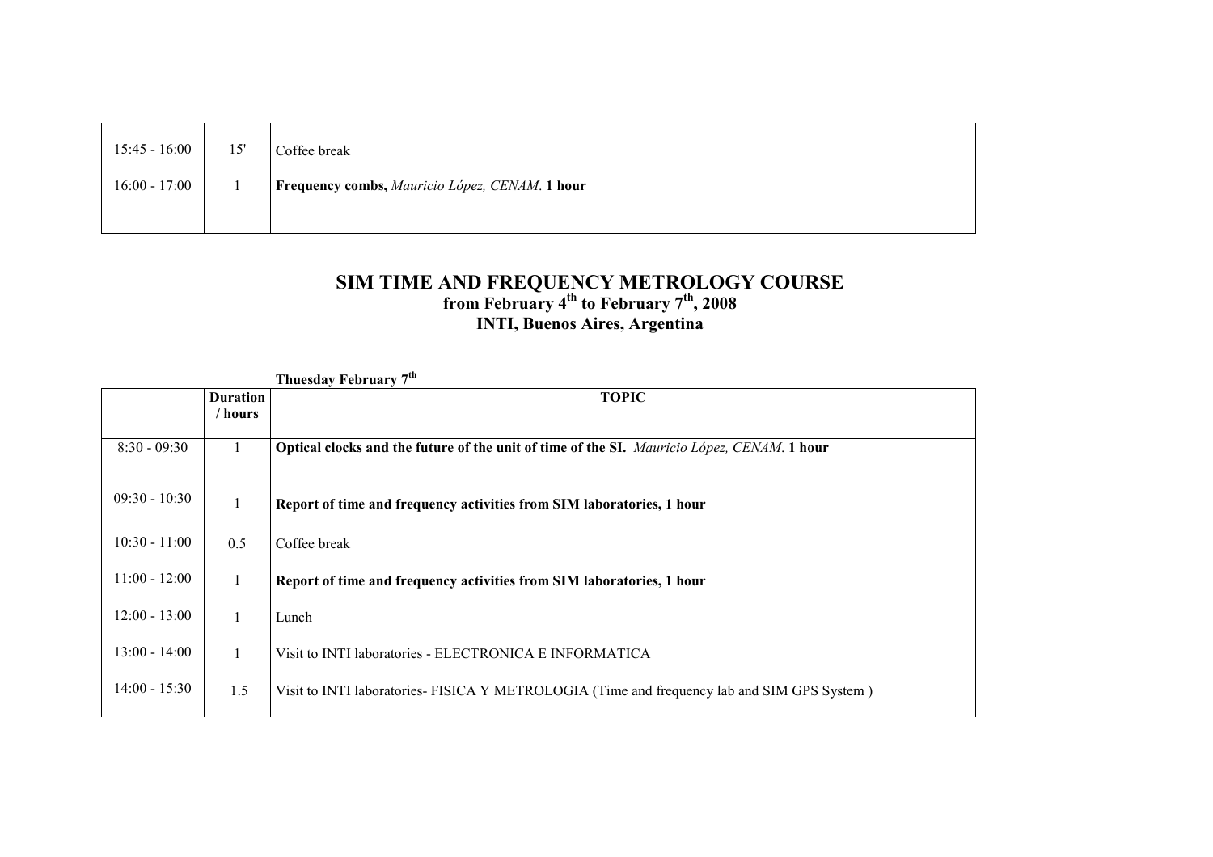| | | |
|---|---|---|
| 15:45 - 16:00 | 15' | Coffee break |
| 16:00 - 17:00 | 1 | **Frequency combs,** *Mauricio López, CENAM*. **1 hour** |

# SIM TIME AND FREQUENCY METROLOGY COURSE
## from February 4th to February 7th, 2008
## INTI, Buenos Aires, Argentina

**Thuesday February 7th**

| | Duration / hours | TOPIC |
|---|---|---|
| 8:30 - 09:30 | 1 | **Optical clocks and the future of the unit of time of the SI.** *Mauricio López, CENAM*. **1 hour** |
| 09:30 - 10:30 | 1 | **Report of time and frequency activities from SIM laboratories, 1 hour** |
| 10:30 - 11:00 | 0.5 | Coffee break |
| 11:00 - 12:00 | 1 | **Report of time and frequency activities from SIM laboratories, 1 hour** |
| 12:00 - 13:00 | 1 | Lunch |
| 13:00 - 14:00 | 1 | Visit to INTI laboratories - ELECTRONICA E INFORMATICA |
| 14:00 - 15:30 | 1.5 | Visit to INTI laboratories- FISICA Y METROLOGIA (Time and frequency lab and SIM GPS System ) |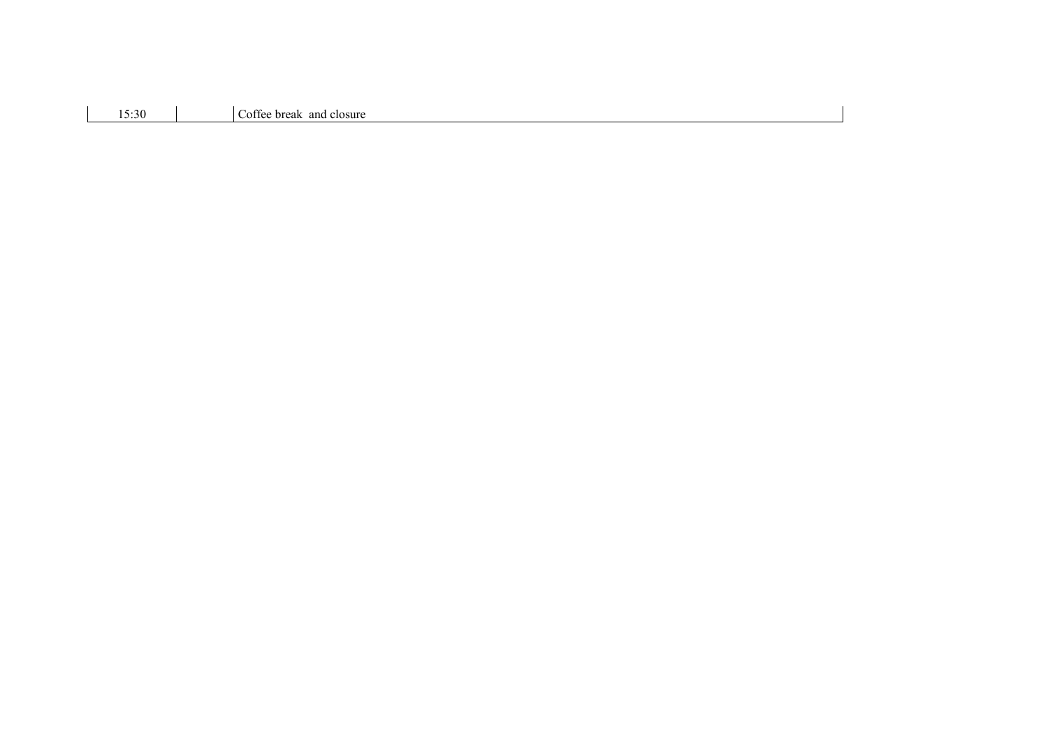| | | |
|---|---|---|
| 15:30 | | Coffee break and closure |